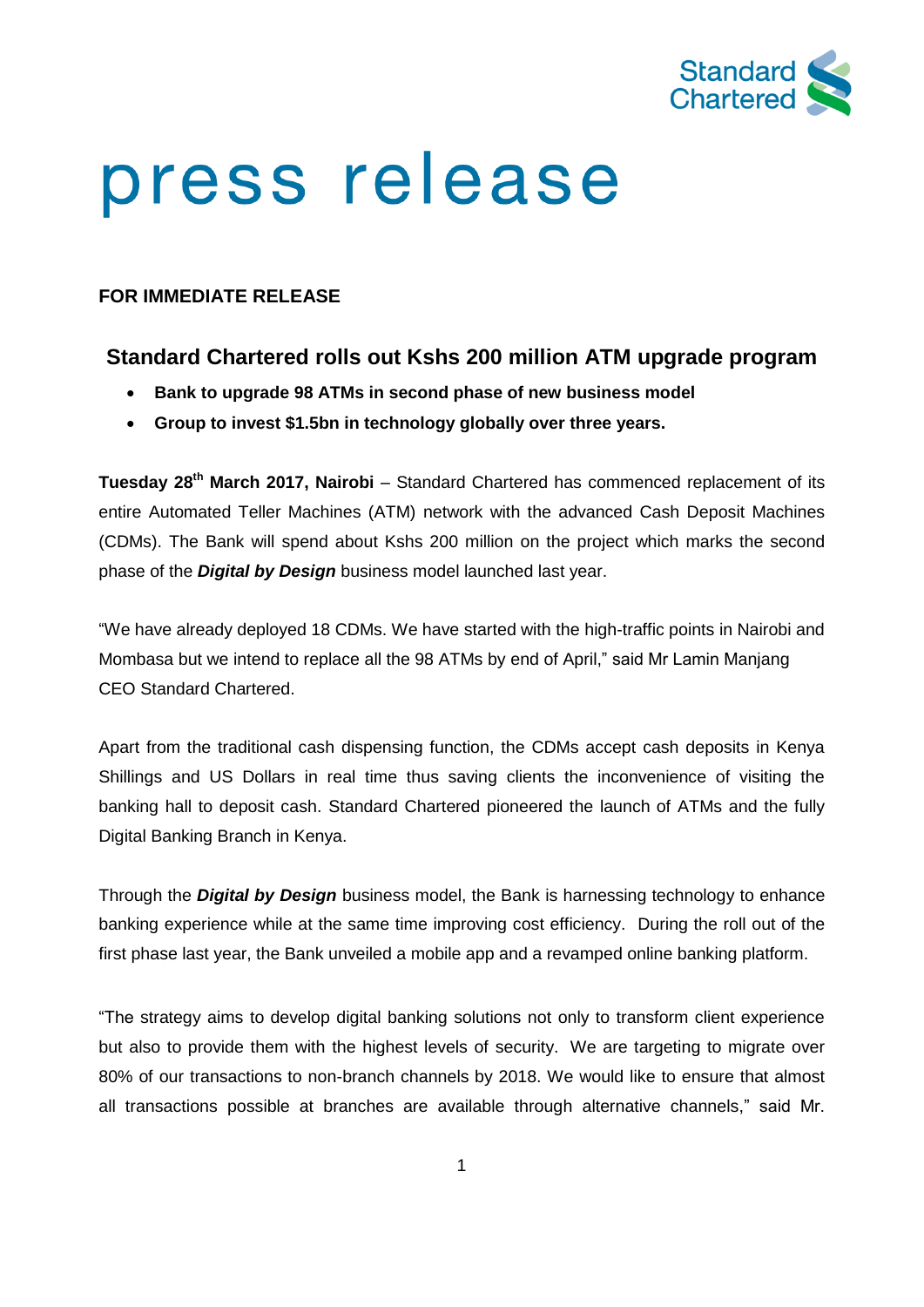# press release

**FOR IMMEDIATE RELEASE**

## Standard Chartered rolls out Kshs 200 million ATM upgrade program

- **Bank to upgrade 98 ATMs in second phase of new business model**
- **Group to invest $1.5bn in technology globally over three years.**

**Tuesday 28th March 2017, Nairobi** – Standard Chartered has commenced replacement of its entire Automated Teller Machines (ATM) network with the advanced Cash Deposit Machines (CDMs). The Bank will spend about Kshs 200 million on the project which marks the second phase of the ***Digital by Design*** business model launched last year.

"We have already deployed 18 CDMs. We have started with the high-traffic points in Nairobi and Mombasa but we intend to replace all the 98 ATMs by end of April," said Mr Lamin Manjang CEO Standard Chartered.

Apart from the traditional cash dispensing function, the CDMs accept cash deposits in Kenya Shillings and US Dollars in real time thus saving clients the inconvenience of visiting the banking hall to deposit cash. Standard Chartered pioneered the launch of ATMs and the fully Digital Banking Branch in Kenya.

Through the ***Digital by Design*** business model, the Bank is harnessing technology to enhance banking experience while at the same time improving cost efficiency. During the roll out of the first phase last year, the Bank unveiled a mobile app and a revamped online banking platform.

"The strategy aims to develop digital banking solutions not only to transform client experience but also to provide them with the highest levels of security. We are targeting to migrate over 80% of our transactions to non-branch channels by 2018. We would like to ensure that almost all transactions possible at branches are available through alternative channels," said Mr.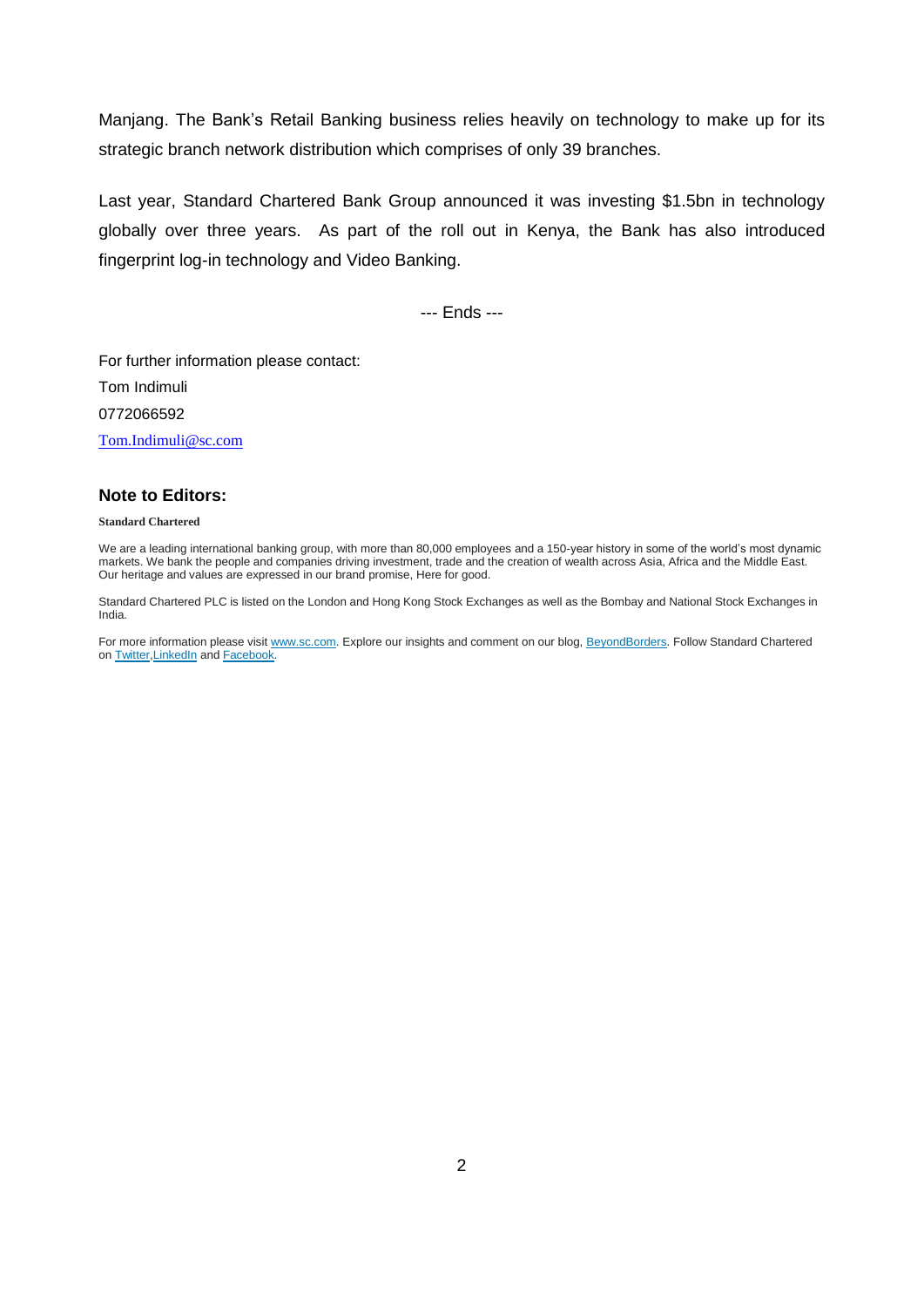Manjang. The Bank's Retail Banking business relies heavily on technology to make up for its strategic branch network distribution which comprises of only 39 branches.

Last year, Standard Chartered Bank Group announced it was investing $1.5bn in technology globally over three years. As part of the roll out in Kenya, the Bank has also introduced fingerprint log-in technology and Video Banking.

--- Ends ---

For further information please contact:
Tom Indimuli
0772066592
Tom.Indimuli@sc.com

### Note to Editors:

**Standard Chartered**

We are a leading international banking group, with more than 80,000 employees and a 150-year history in some of the world's most dynamic markets. We bank the people and companies driving investment, trade and the creation of wealth across Asia, Africa and the Middle East. Our heritage and values are expressed in our brand promise, Here for good.

Standard Chartered PLC is listed on the London and Hong Kong Stock Exchanges as well as the Bombay and National Stock Exchanges in India.

For more information please visit www.sc.com. Explore our insights and comment on our blog, BeyondBorders. Follow Standard Chartered on Twitter, LinkedIn and Facebook.